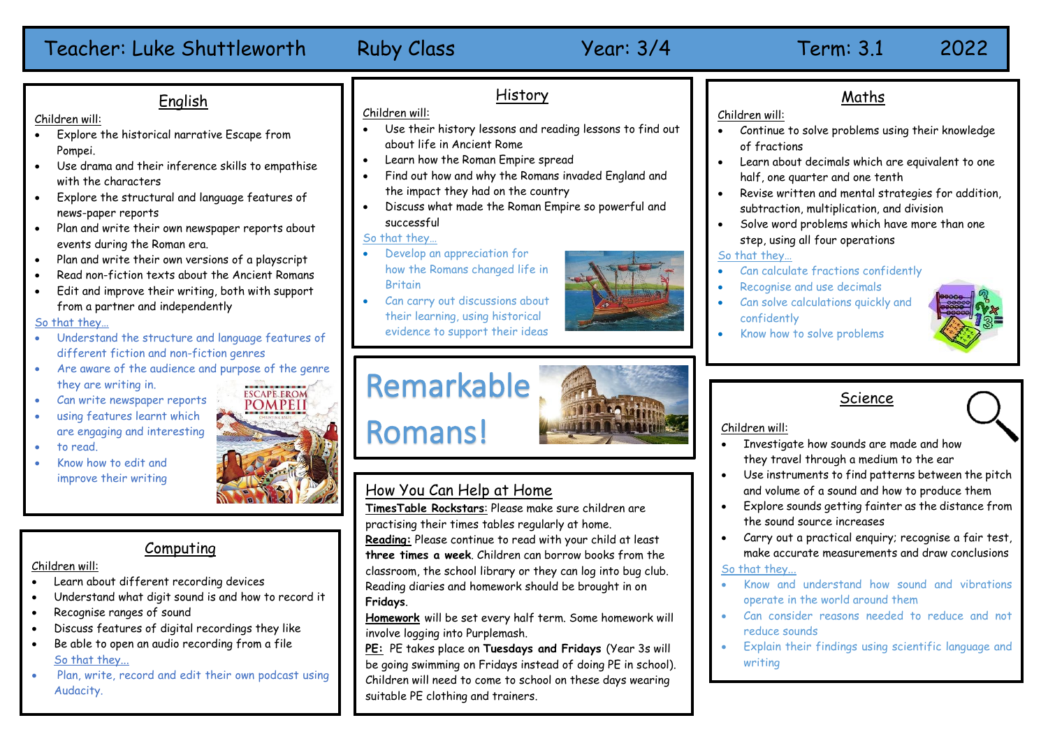# Teacher: Luke Shuttleworth | Ruby Class | Year: 3/4 | Term: 3.1 | 2022

## English

Children will:

- Explore the historical narrative Escape from Pompei.
- Use drama and their inference skills to empathise with the characters
- Explore the structural and language features of news-paper reports
- Plan and write their own newspaper reports about events during the Roman era.
- Plan and write their own versions of a playscript
- Read non-fiction texts about the Ancient Romans
- Edit and improve their writing, both with support from a partner and independently

So that they…

- Understand the structure and language features of different fiction and non-fiction genres
- Are aware of the audience and purpose of the genre they are writing in.
- Can write newspaper reports
- using features learnt which are engaging and interesting
- to read.
- Know how to edit and improve their writing

## Computing

Children will:

- Learn about different recording devices
- Understand what digit sound is and how to record it
- Recognise ranges of sound
- Discuss features of digital recordings they like
- Be able to open an audio recording from a file

So that they…

- Plan, write, record and edit their own podcast using Audacity.

## History

Children will:

- Use their history lessons and reading lessons to find out about life in Ancient Rome
- Learn how the Roman Empire spread
- Find out how and why the Romans invaded England and the impact they had on the country
- Discuss what made the Roman Empire so powerful and successful

So that they…

- Develop an appreciation for how the Romans changed life in Britain
- Can carry out discussions about their learning, using historical evidence to support their ideas

# Remarkable Romans!

## How You Can Help at Home

**TimesTable Rockstars**: Please make sure children are practising their times tables regularly at home.

**Reading:** Please continue to read with your child at least **three times a week**. Children can borrow books from the classroom, the school library or they can log into bug club. Reading diaries and homework should be brought in on **Fridays**.

**Homework** will be set every half term. Some homework will involve logging into Purplemash.

**PE:** PE takes place on **Tuesdays and Fridays** (Year 3s will be going swimming on Fridays instead of doing PE in school). Children will need to come to school on these days wearing suitable PE clothing and trainers.

## Maths

Children will:

- Continue to solve problems using their knowledge of fractions
- Learn about decimals which are equivalent to one half, one quarter and one tenth
- Revise written and mental strategies for addition, subtraction, multiplication, and division
- Solve word problems which have more than one step, using all four operations

So that they…

- Can calculate fractions confidently
- Recognise and use decimals
- Can solve calculations quickly and confidently
- Know how to solve problems

## Science

Children will:

- Investigate how sounds are made and how they travel through a medium to the ear
- Use instruments to find patterns between the pitch and volume of a sound and how to produce them
- Explore sounds getting fainter as the distance from the sound source increases
- Carry out a practical enquiry; recognise a fair test, make accurate measurements and draw conclusions

So that they…

- Know and understand how sound and vibrations operate in the world around them
- Can consider reasons needed to reduce and not reduce sounds
- Explain their findings using scientific language and writing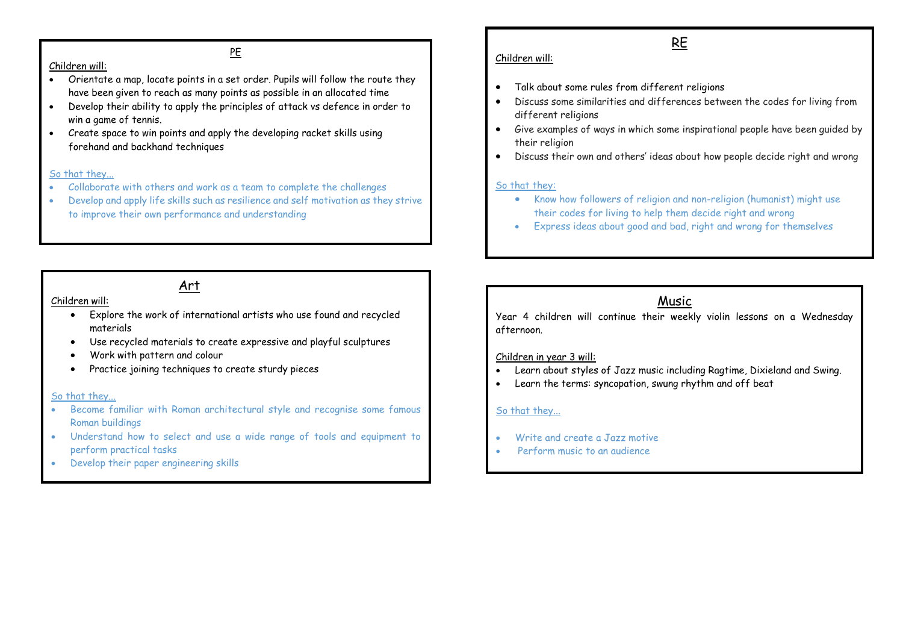## PE

Children will:

- Orientate a map, locate points in a set order. Pupils will follow the route they have been given to reach as many points as possible in an allocated time
- Develop their ability to apply the principles of attack vs defence in order to win a game of tennis.
- Create space to win points and apply the developing racket skills using forehand and backhand techniques

So that they...

- Collaborate with others and work as a team to complete the challenges
- Develop and apply life skills such as resilience and self motivation as they strive to improve their own performance and understanding

## Art

Children will:

- Explore the work of international artists who use found and recycled materials
- Use recycled materials to create expressive and playful sculptures
- Work with pattern and colour
- Practice joining techniques to create sturdy pieces

So that they...

- Become familiar with Roman architectural style and recognise some famous Roman buildings
- Understand how to select and use a wide range of tools and equipment to perform practical tasks
- Develop their paper engineering skills

## RE

Children will:

- Talk about some rules from different religions
- Discuss some similarities and differences between the codes for living from different religions
- Give examples of ways in which some inspirational people have been guided by their religion
- Discuss their own and others' ideas about how people decide right and wrong

So that they:

- Know how followers of religion and non-religion (humanist) might use their codes for living to help them decide right and wrong
- Express ideas about good and bad, right and wrong for themselves

## Music

Year 4 children will continue their weekly violin lessons on a Wednesday afternoon.

Children in year 3 will:

- Learn about styles of Jazz music including Ragtime, Dixieland and Swing.
- Learn the terms: syncopation, swung rhythm and off beat

So that they...

- Write and create a Jazz motive
- Perform music to an audience